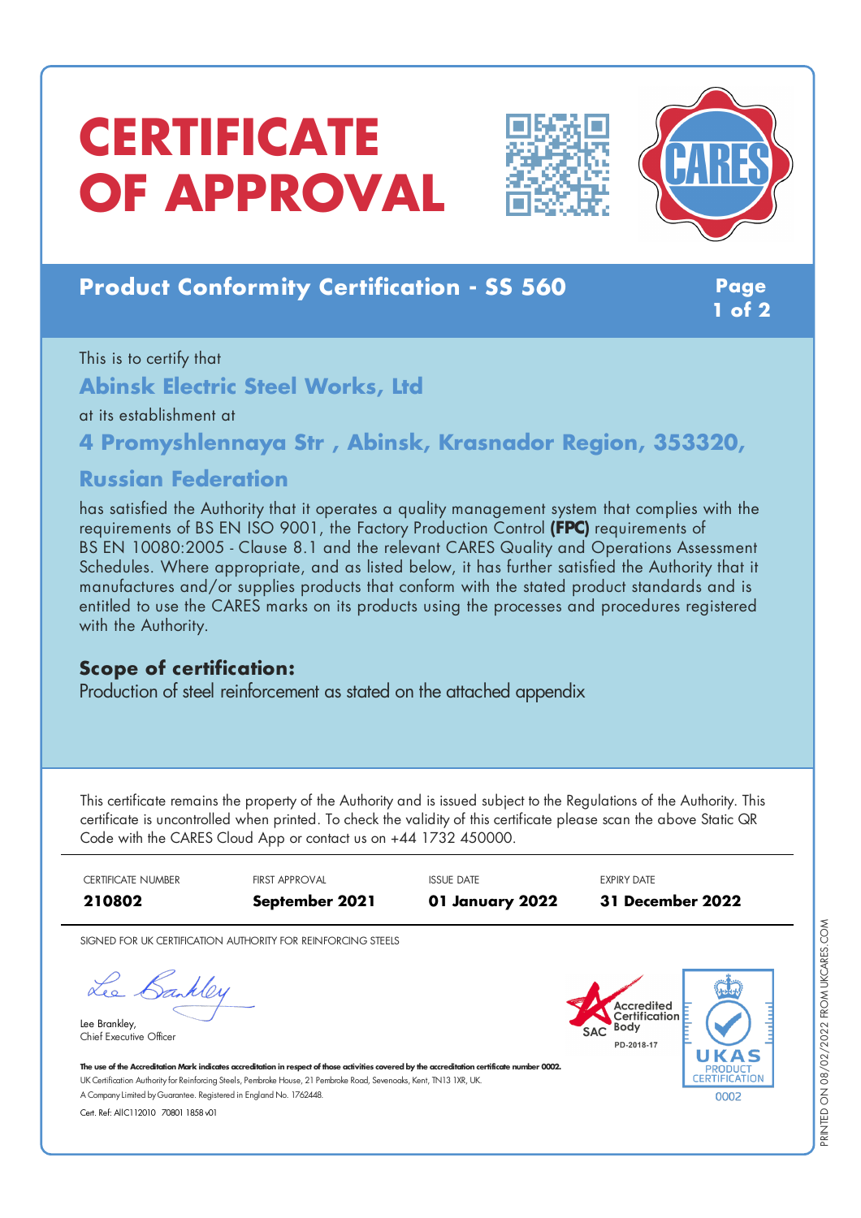# CERTIFICATE OF APPROVAL

## Product Conformity Certification - SS 560

This is to certify that

**Abinsk Electric Steel Works, Ltd**

at its establishment at

**4 Promyshlennaya Str , Abinsk, Krasnador Region, 353320, Russian Federation**

has satisfied the Authority that it operates a quality management system that complies with the requirements of BS EN ISO 9001, the Factory Production Control **(FPC)** requirements of BS EN 10080:2005 - Clause 8.1 and the relevant CARES Quality and Operations Assessment Schedules. Where appropriate, and as listed below, it has further satisfied the Authority that it manufactures and/or supplies products that conform with the stated product standards and is entitled to use the CARES marks on its products using the processes and procedures registered with the Authority.

### Scope of certification:

Production of steel reinforcement as stated on the attached appendix

This certificate remains the property of the Authority and is issued subject to the Regulations of the Authority. This certificate is uncontrolled when printed. To check the validity of this certificate please scan the above Static QR Code with the CARES Cloud App or contact us on +44 1732 450000.

| CERTIFICATE NUMBER | FIRST APPROVAL | ISSUE DATE | EXPIRY DATE |
|---|---|---|---|
| **210802** | **September 2021** | **01 January 2022** | **31 December 2022** |

SIGNED FOR UK CERTIFICATION AUTHORITY FOR REINFORCING STEELS

Lee Brankley,
Chief Executive Officer

SAC Accredited Certification Body PD-2018-17

UKAS PRODUCT CERTIFICATION 0002

**The use of the Accreditation Mark indicates accreditation in respect of those activities covered by the accreditation certificate number 0002.**

UK Certification Authority for Reinforcing Steels, Pembroke House, 21 Pembroke Road, Sevenoaks, Kent, TN13 1XR, UK.

A Company Limited by Guarantee. Registered in England No. 1762448.

Cert. Ref: AIIC112010 70801 1858 v01

PRINTED ON 08/02/2022 FROM UKCARES.COM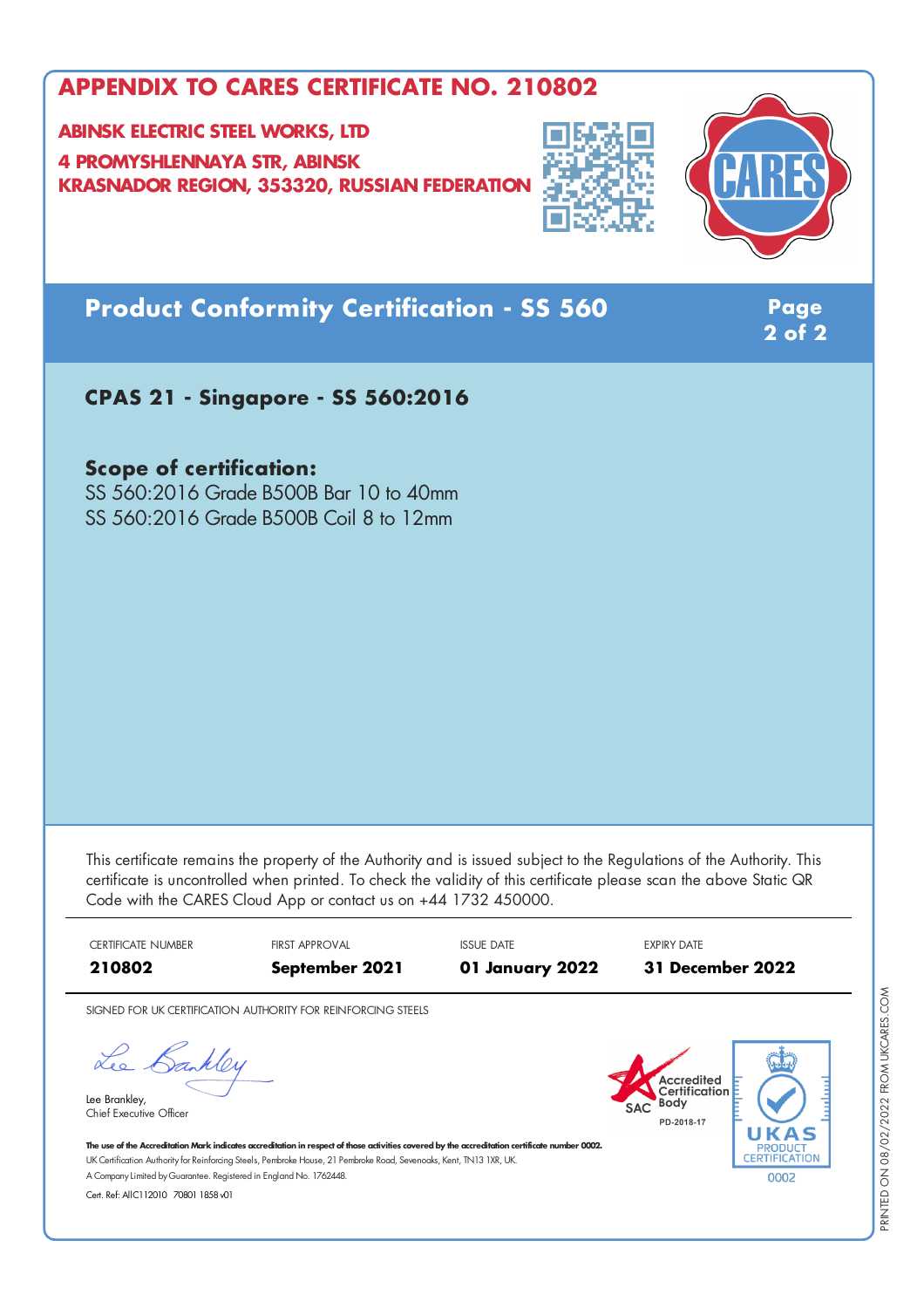# APPENDIX TO CARES CERTIFICATE NO. 210802

**ABINSK ELECTRIC STEEL WORKS, LTD**

**4 PROMYSHLENNAYA STR, ABINSK**
**KRASNADOR REGION, 353320, RUSSIAN FEDERATION**

## Product Conformity Certification - SS 560

### CPAS 21 - Singapore - SS 560:2016

**Scope of certification:**
SS 560:2016 Grade B500B Bar 10 to 40mm
SS 560:2016 Grade B500B Coil 8 to 12mm

This certificate remains the property of the Authority and is issued subject to the Regulations of the Authority. This certificate is uncontrolled when printed. To check the validity of this certificate please scan the above Static QR Code with the CARES Cloud App or contact us on +44 1732 450000.

| CERTIFICATE NUMBER | FIRST APPROVAL | ISSUE DATE | EXPIRY DATE |
|---|---|---|---|
| **210802** | **September 2021** | **01 January 2022** | **31 December 2022** |

SIGNED FOR UK CERTIFICATION AUTHORITY FOR REINFORCING STEELS

Lee Brankley,
Chief Executive Officer

SAC Accredited Certification Body PD-2018-17

UKAS PRODUCT CERTIFICATION 0002

**The use of the Accreditation Mark indicates accreditation in respect of those activities covered by the accreditation certificate number 0002.**
UK Certification Authority for Reinforcing Steels, Pembroke House, 21 Pembroke Road, Sevenoaks, Kent, TN13 1XR, UK.
A Company Limited by Guarantee. Registered in England No. 1762448.
Cert. Ref: AIIC112010 70801 1858 v01

PRINTED ON 08/02/2022 FROM UKCARES.COM